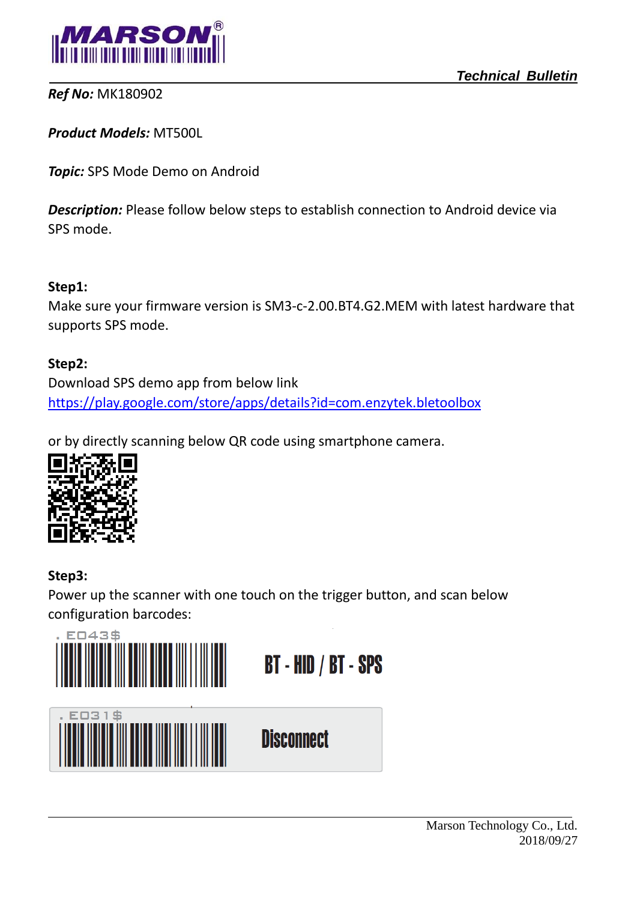*Technical Bulletin*

***Ref No:*** MK180902

***Product Models:*** MT500L

***Topic:*** SPS Mode Demo on Android

***Description:*** Please follow below steps to establish connection to Android device via SPS mode.

**Step1:**

Make sure your firmware version is SM3-c-2.00.BT4.G2.MEM with latest hardware that supports SPS mode.

**Step2:**

Download SPS demo app from below link

https://play.google.com/store/apps/details?id=com.enzytek.bletoolbox

or by directly scanning below QR code using smartphone camera.

**Step3:**

Power up the scanner with one touch on the trigger button, and scan below configuration barcodes:

.E043$

**BT - HID / BT - SPS**

.E031$

**Disconnect**

Marson Technology Co., Ltd.
2018/09/27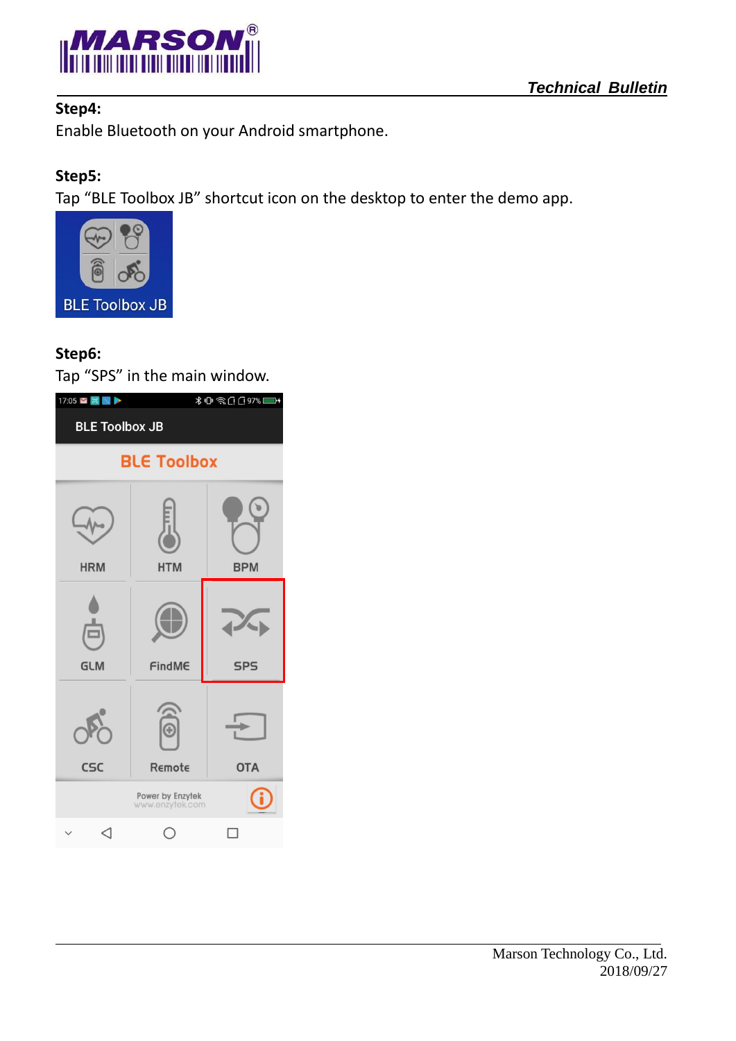**Step4:**

Enable Bluetooth on your Android smartphone.

**Step5:**

Tap “BLE Toolbox JB” shortcut icon on the desktop to enter the demo app.

**Step6:**

Tap “SPS” in the main window.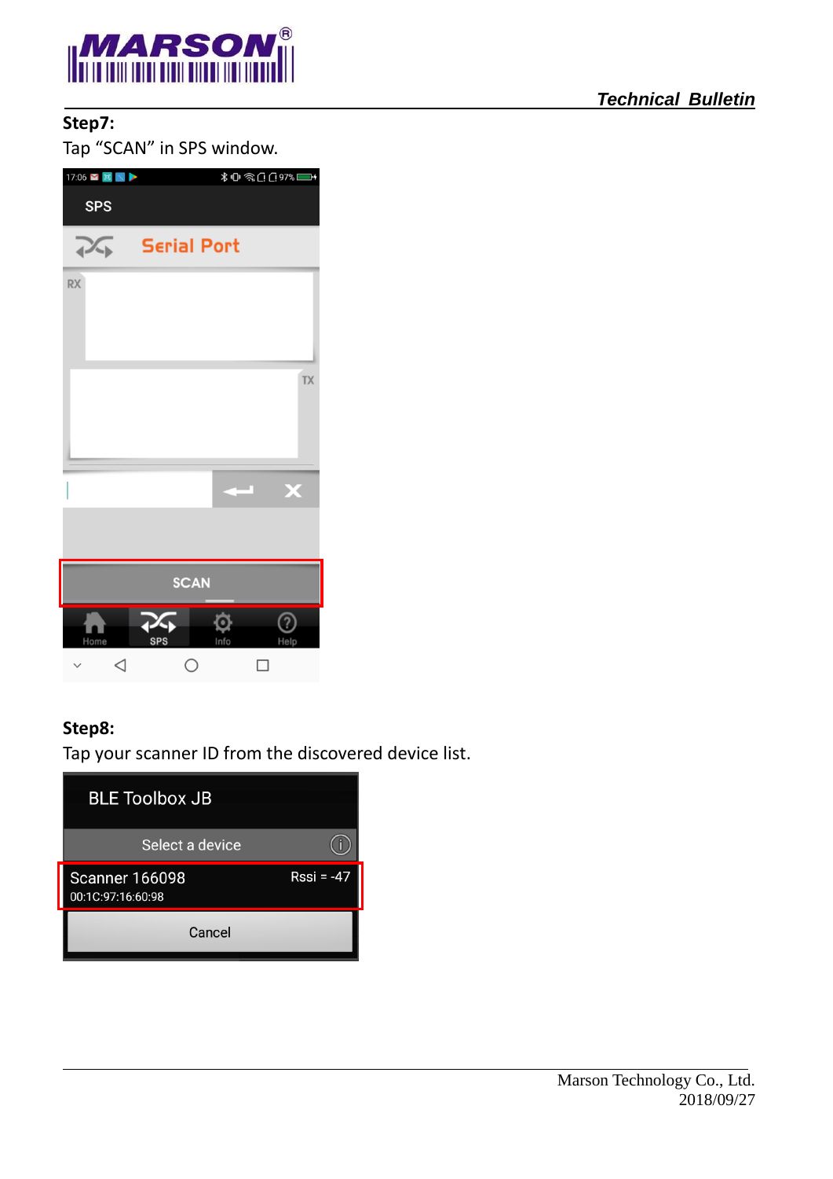**Step7:**

Tap “SCAN” in SPS window.

**Step8:**

Tap your scanner ID from the discovered device list.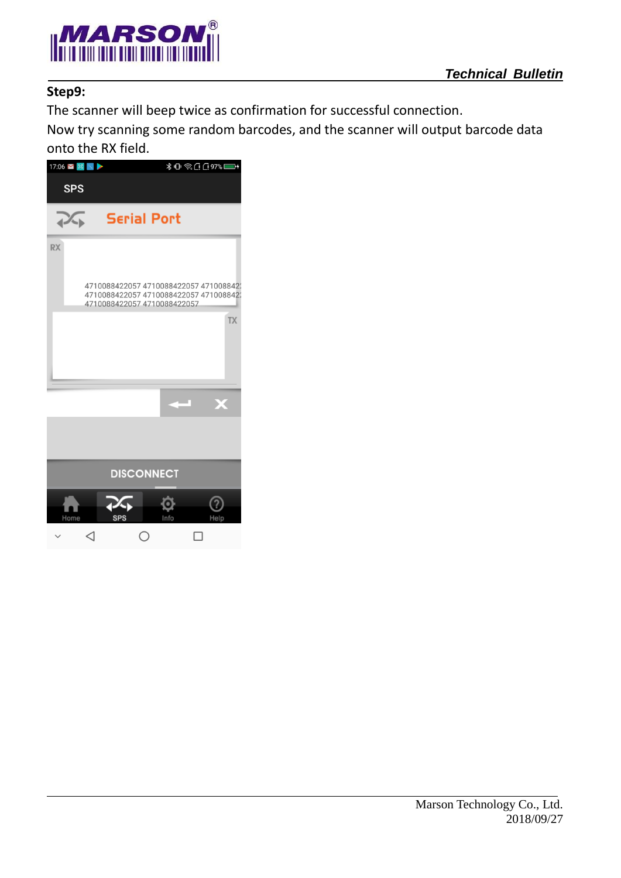**Step9:**

The scanner will beep twice as confirmation for successful connection.

Now try scanning some random barcodes, and the scanner will output barcode data onto the RX field.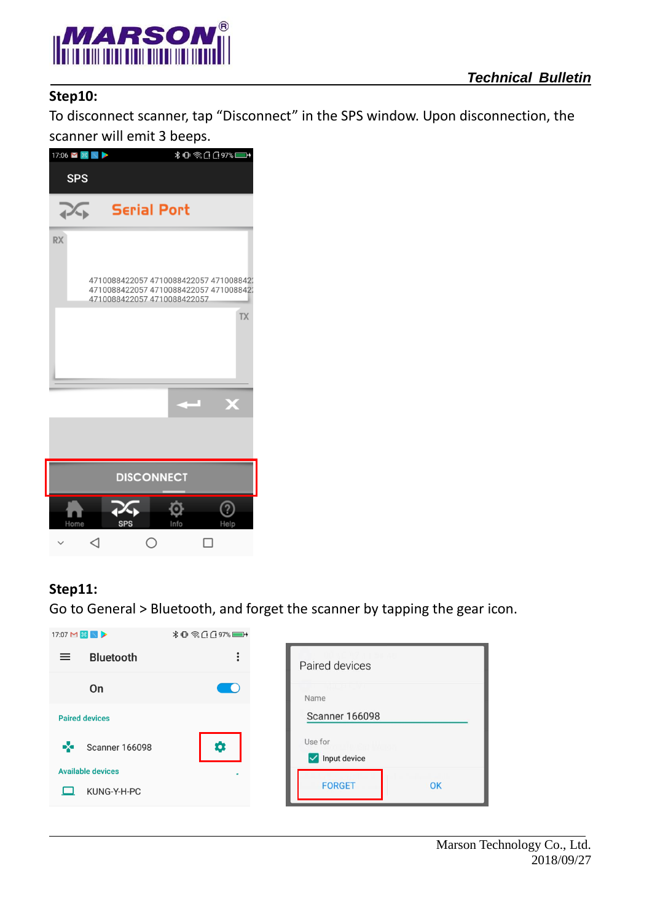## Step10:

To disconnect scanner, tap “Disconnect” in the SPS window. Upon disconnection, the scanner will emit 3 beeps.

## Step11:

Go to General > Bluetooth, and forget the scanner by tapping the gear icon.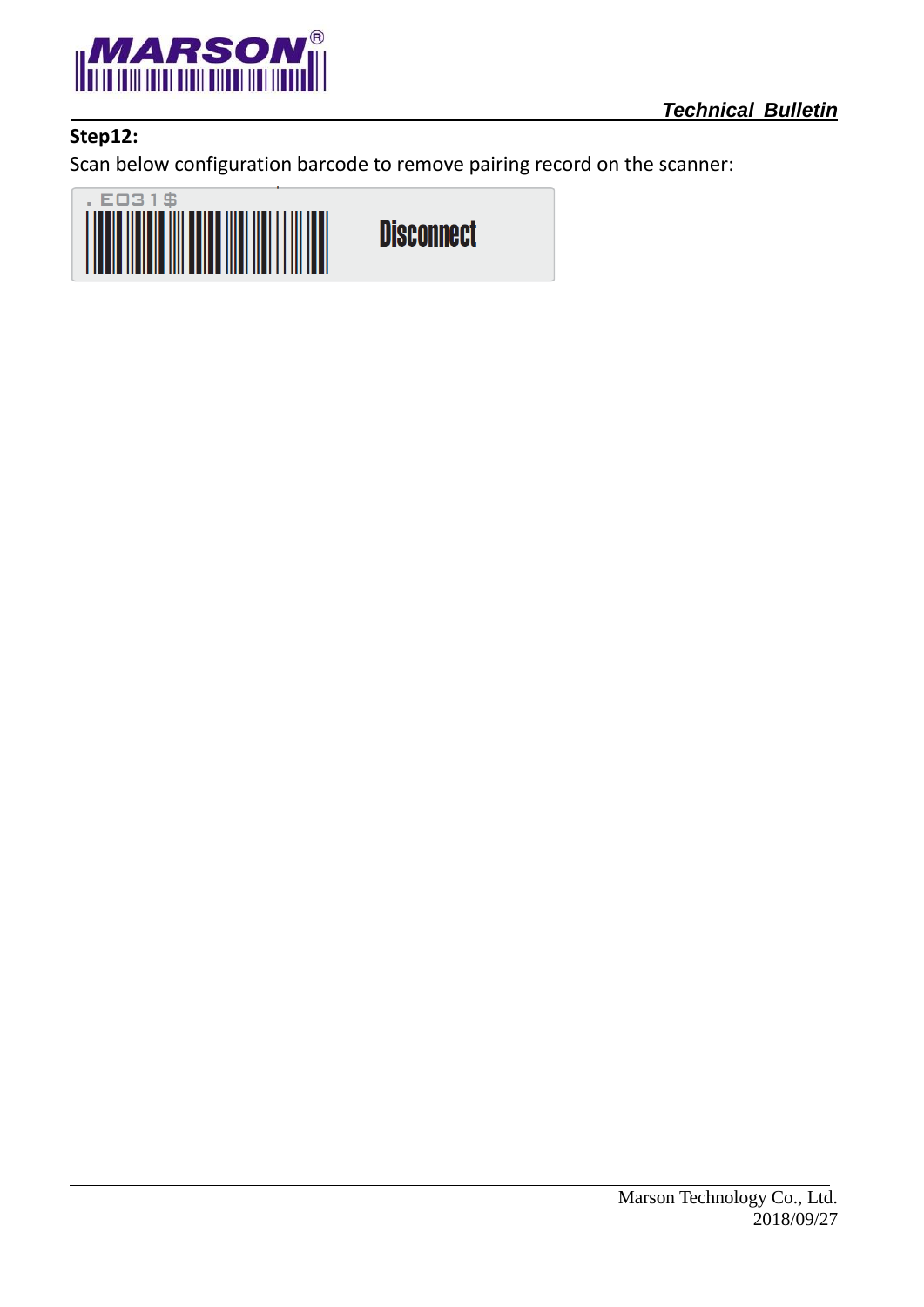**Step12:**

Scan below configuration barcode to remove pairing record on the scanner:

.E031$

Disconnect